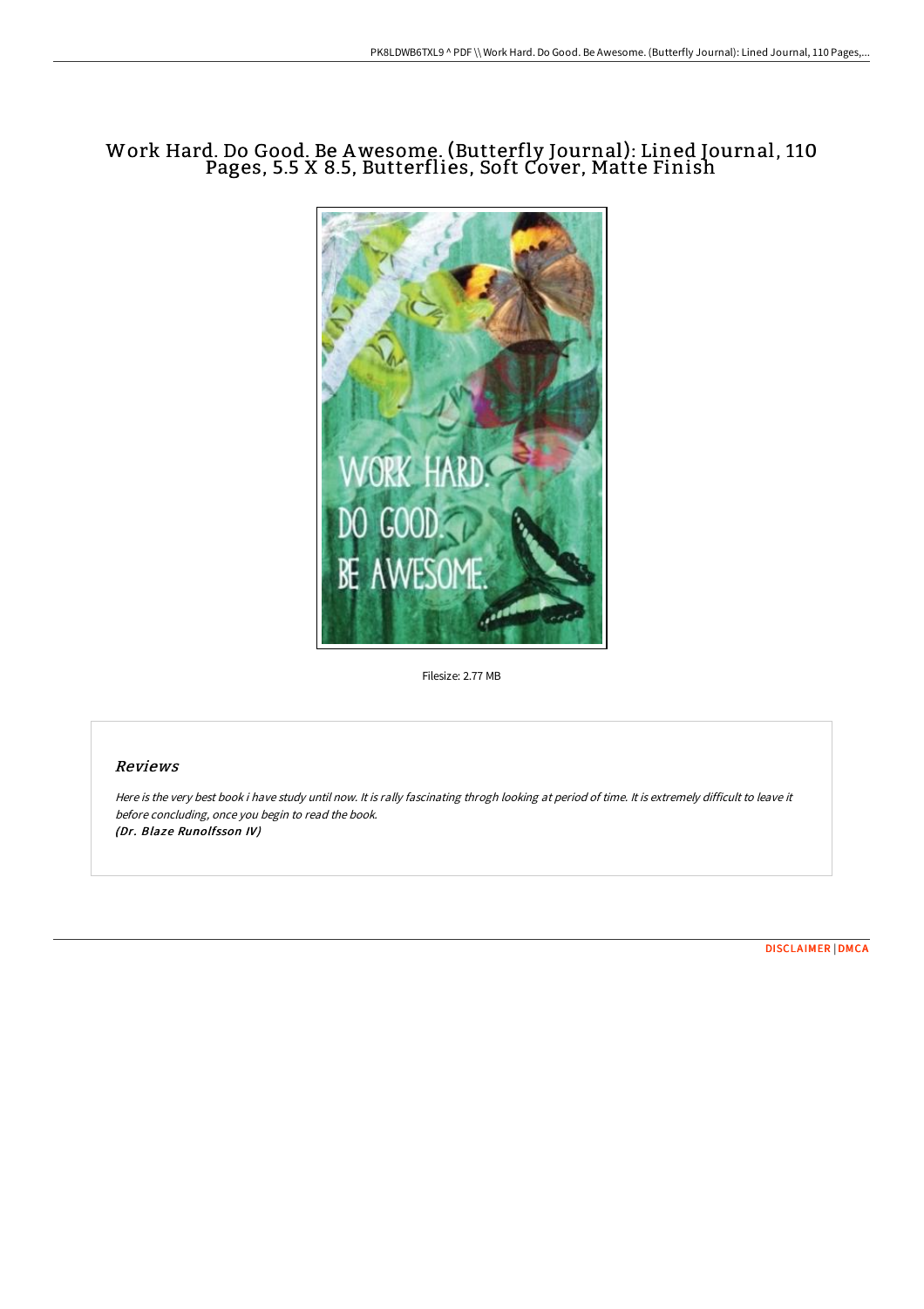# Work Hard. Do Good. Be Awesome. (Butterfly Journal): Lined Journal, 110 Pages, 5.5 X 8.5, Butterflies, Soft Cover, Matte Finish

Filesize: 2.77 MB

## Reviews

*Here is the very best book i have study until now. It is rally fascinating throgh looking at period of time. It is extremely difficult to leave it before concluding, once you begin to read the book.*
***(Dr. Blaze Runolfsson IV)***

DISCLAIMER | DMCA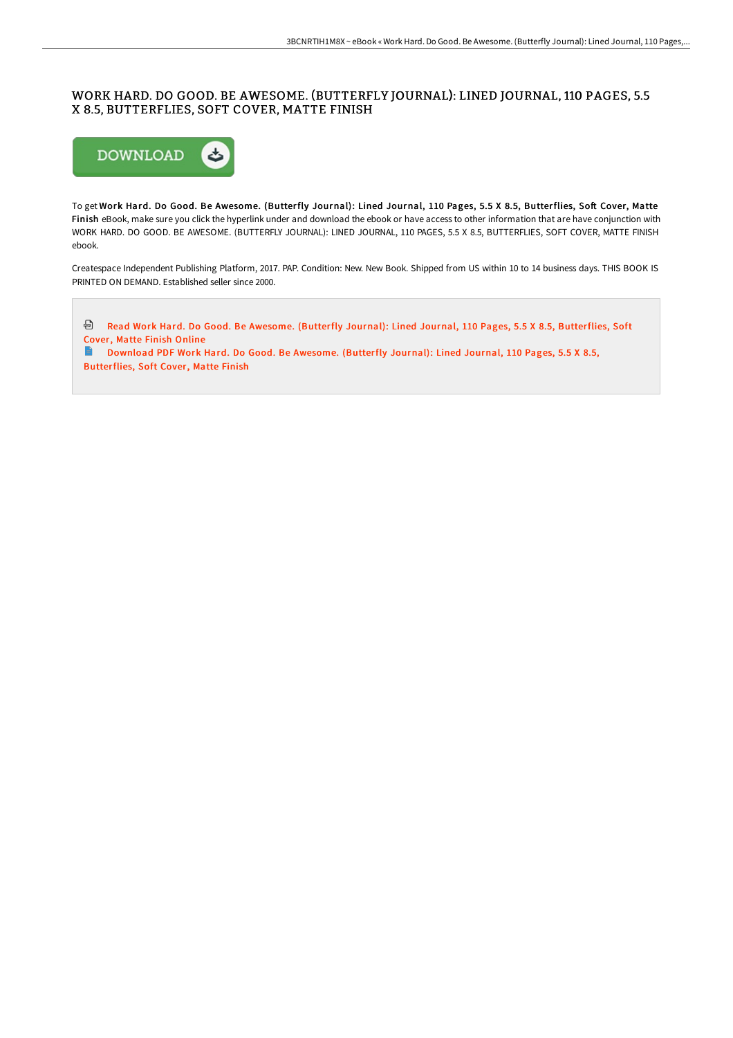# WORK HARD. DO GOOD. BE AWESOME. (BUTTERFLY JOURNAL): LINED JOURNAL, 110 PAGES, 5.5 X 8.5, BUTTERFLIES, SOFT COVER, MATTE FINISH

DOWNLOAD

To get **Work Hard. Do Good. Be Awesome. (Butterfly Journal): Lined Journal, 110 Pages, 5.5 X 8.5, Butterflies, Soft Cover, Matte Finish** eBook, make sure you click the hyperlink under and download the ebook or have access to other information that are have conjunction with WORK HARD. DO GOOD. BE AWESOME. (BUTTERFLY JOURNAL): LINED JOURNAL, 110 PAGES, 5.5 X 8.5, BUTTERFLIES, SOFT COVER, MATTE FINISH ebook.

Createspace Independent Publishing Platform, 2017. PAP. Condition: New. New Book. Shipped from US within 10 to 14 business days. THIS BOOK IS PRINTED ON DEMAND. Established seller since 2000.

Read Work Hard. Do Good. Be Awesome. (Butterfly Journal): Lined Journal, 110 Pages, 5.5 X 8.5, Butterflies, Soft Cover, Matte Finish Online

Download PDF Work Hard. Do Good. Be Awesome. (Butterfly Journal): Lined Journal, 110 Pages, 5.5 X 8.5, Butterflies, Soft Cover, Matte Finish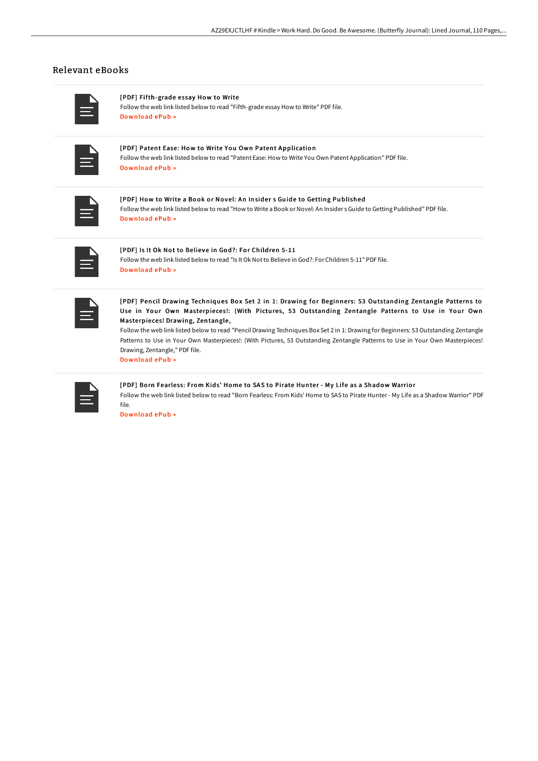## Relevant eBooks

**[PDF] Fifth-grade essay How to Write**

Follow the web link listed below to read "Fifth-grade essay How to Write" PDF file.

Download ePub »

**[PDF] Patent Ease: How to Write You Own Patent Application**

Follow the web link listed below to read "Patent Ease: How to Write You Own Patent Application" PDF file.

Download ePub »

**[PDF] How to Write a Book or Novel: An Insider s Guide to Getting Published**

Follow the web link listed below to read "How to Write a Book or Novel: An Insider s Guide to Getting Published" PDF file.

Download ePub »

**[PDF] Is It Ok Not to Believe in God?: For Children 5-11**

Follow the web link listed below to read "Is It Ok Not to Believe in God?: For Children 5-11" PDF file.

Download ePub »

**[PDF] Pencil Drawing Techniques Box Set 2 in 1: Drawing for Beginners: 53 Outstanding Zentangle Patterns to Use in Your Own Masterpieces!: (With Pictures, 53 Outstanding Zentangle Patterns to Use in Your Own Masterpieces! Drawing, Zentangle,**

Follow the web link listed below to read "Pencil Drawing Techniques Box Set 2 in 1: Drawing for Beginners: 53 Outstanding Zentangle Patterns to Use in Your Own Masterpieces!: (With Pictures, 53 Outstanding Zentangle Patterns to Use in Your Own Masterpieces! Drawing, Zentangle," PDF file.

Download ePub »

**[PDF] Born Fearless: From Kids' Home to SAS to Pirate Hunter - My Life as a Shadow Warrior**

Follow the web link listed below to read "Born Fearless: From Kids' Home to SAS to Pirate Hunter - My Life as a Shadow Warrior" PDF file.

Download ePub »